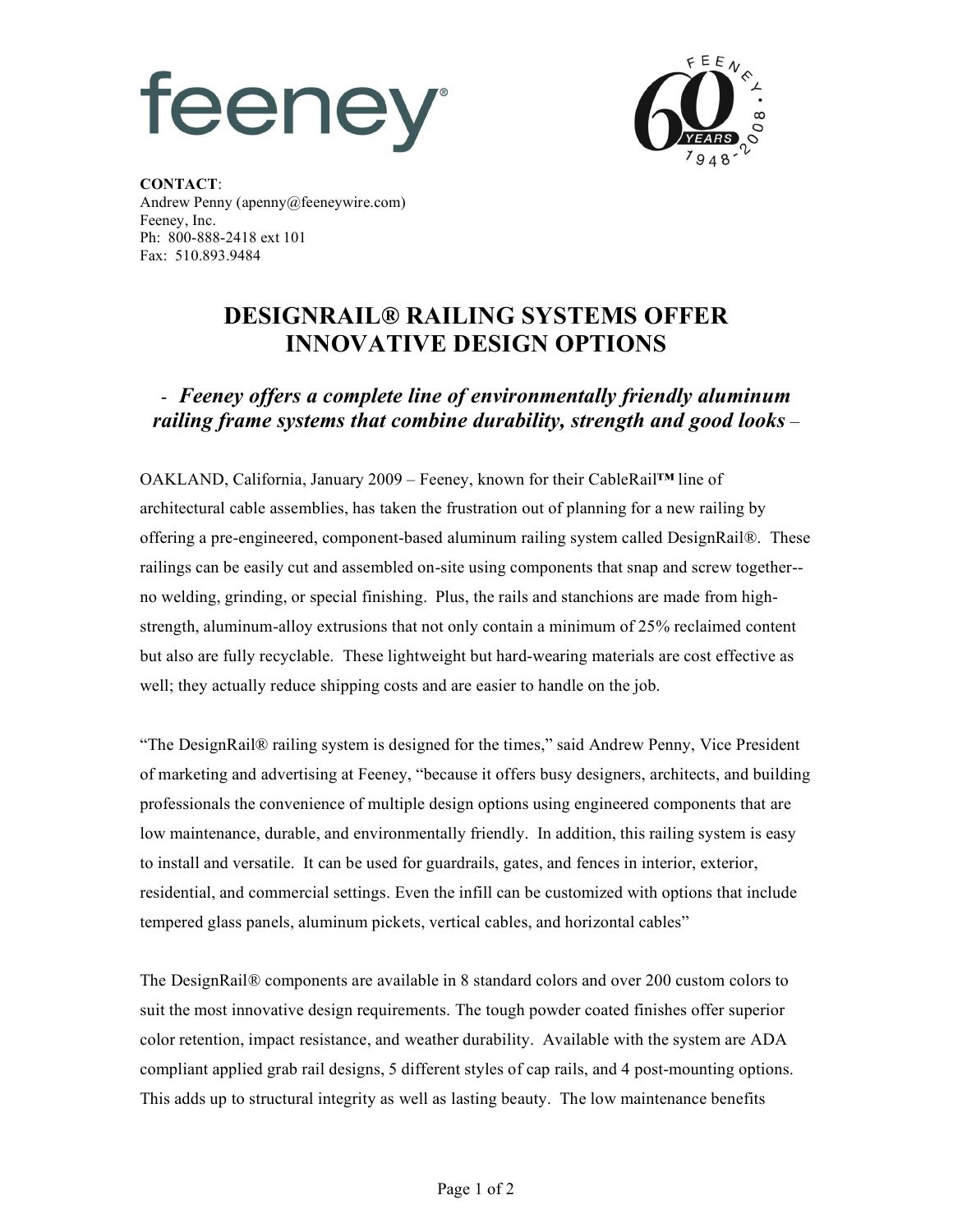feeney®

FEENEY 60 YEARS 1948-2008

**CONTACT**:
Andrew Penny (apenny@feeneywire.com)
Feeney, Inc.
Ph: 800-888-2418 ext 101
Fax: 510.893.9484

# DESIGNRAIL® RAILING SYSTEMS OFFER INNOVATIVE DESIGN OPTIONS

## - *Feeney offers a complete line of environmentally friendly aluminum railing frame systems that combine durability, strength and good looks* –

OAKLAND, California, January 2009 – Feeney, known for their CableRail**™** line of architectural cable assemblies, has taken the frustration out of planning for a new railing by offering a pre-engineered, component-based aluminum railing system called DesignRail®. These railings can be easily cut and assembled on-site using components that snap and screw together-- no welding, grinding, or special finishing. Plus, the rails and stanchions are made from high-strength, aluminum-alloy extrusions that not only contain a minimum of 25% reclaimed content but also are fully recyclable. These lightweight but hard-wearing materials are cost effective as well; they actually reduce shipping costs and are easier to handle on the job.

"The DesignRail® railing system is designed for the times," said Andrew Penny, Vice President of marketing and advertising at Feeney, "because it offers busy designers, architects, and building professionals the convenience of multiple design options using engineered components that are low maintenance, durable, and environmentally friendly. In addition, this railing system is easy to install and versatile. It can be used for guardrails, gates, and fences in interior, exterior, residential, and commercial settings. Even the infill can be customized with options that include tempered glass panels, aluminum pickets, vertical cables, and horizontal cables"

The DesignRail® components are available in 8 standard colors and over 200 custom colors to suit the most innovative design requirements. The tough powder coated finishes offer superior color retention, impact resistance, and weather durability. Available with the system are ADA compliant applied grab rail designs, 5 different styles of cap rails, and 4 post-mounting options. This adds up to structural integrity as well as lasting beauty. The low maintenance benefits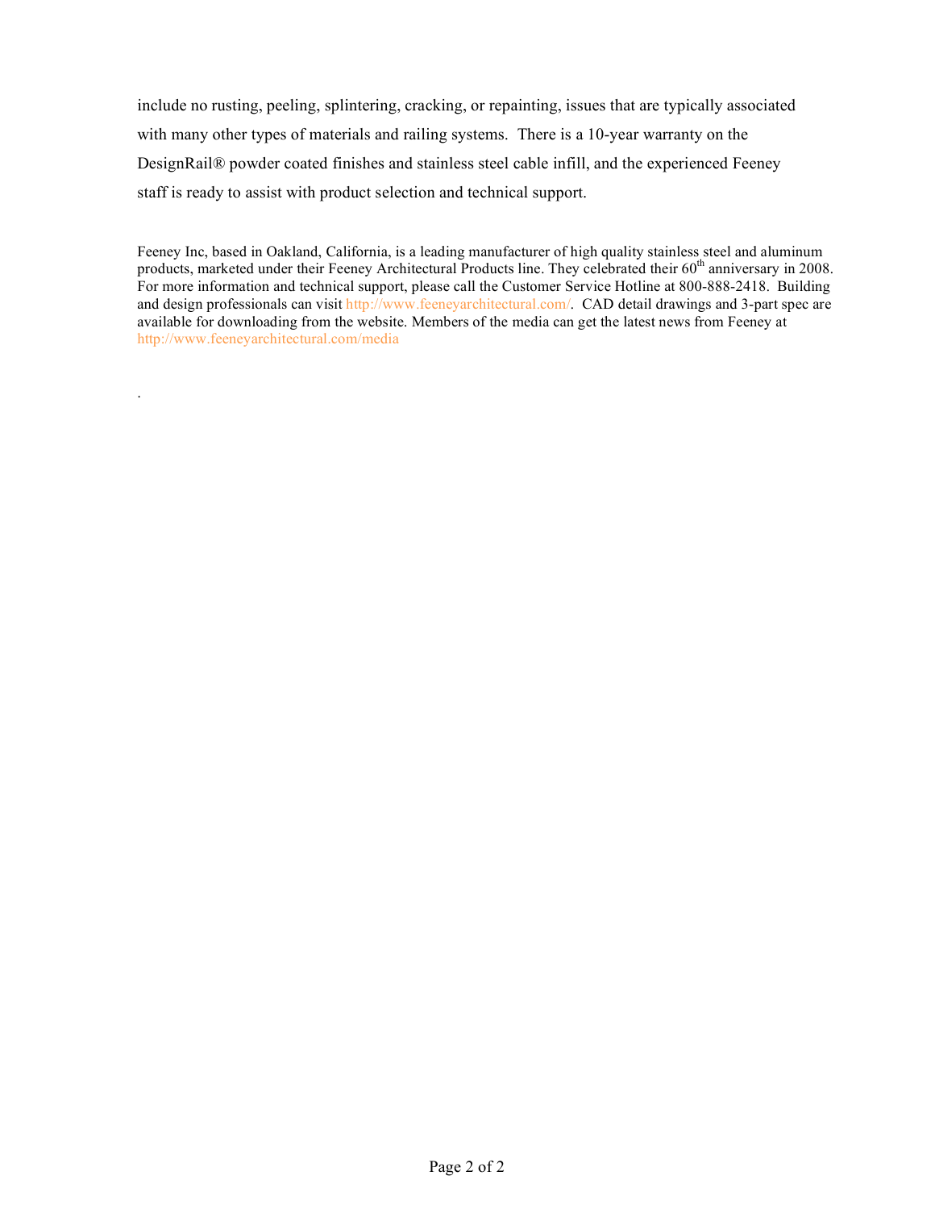include no rusting, peeling, splintering, cracking, or repainting, issues that are typically associated with many other types of materials and railing systems. There is a 10-year warranty on the DesignRail® powder coated finishes and stainless steel cable infill, and the experienced Feeney staff is ready to assist with product selection and technical support.

Feeney Inc, based in Oakland, California, is a leading manufacturer of high quality stainless steel and aluminum products, marketed under their Feeney Architectural Products line. They celebrated their 60th anniversary in 2008. For more information and technical support, please call the Customer Service Hotline at 800-888-2418. Building and design professionals can visit http://www.feeneyarchitectural.com/. CAD detail drawings and 3-part spec are available for downloading from the website. Members of the media can get the latest news from Feeney at http://www.feeneyarchitectural.com/media

.